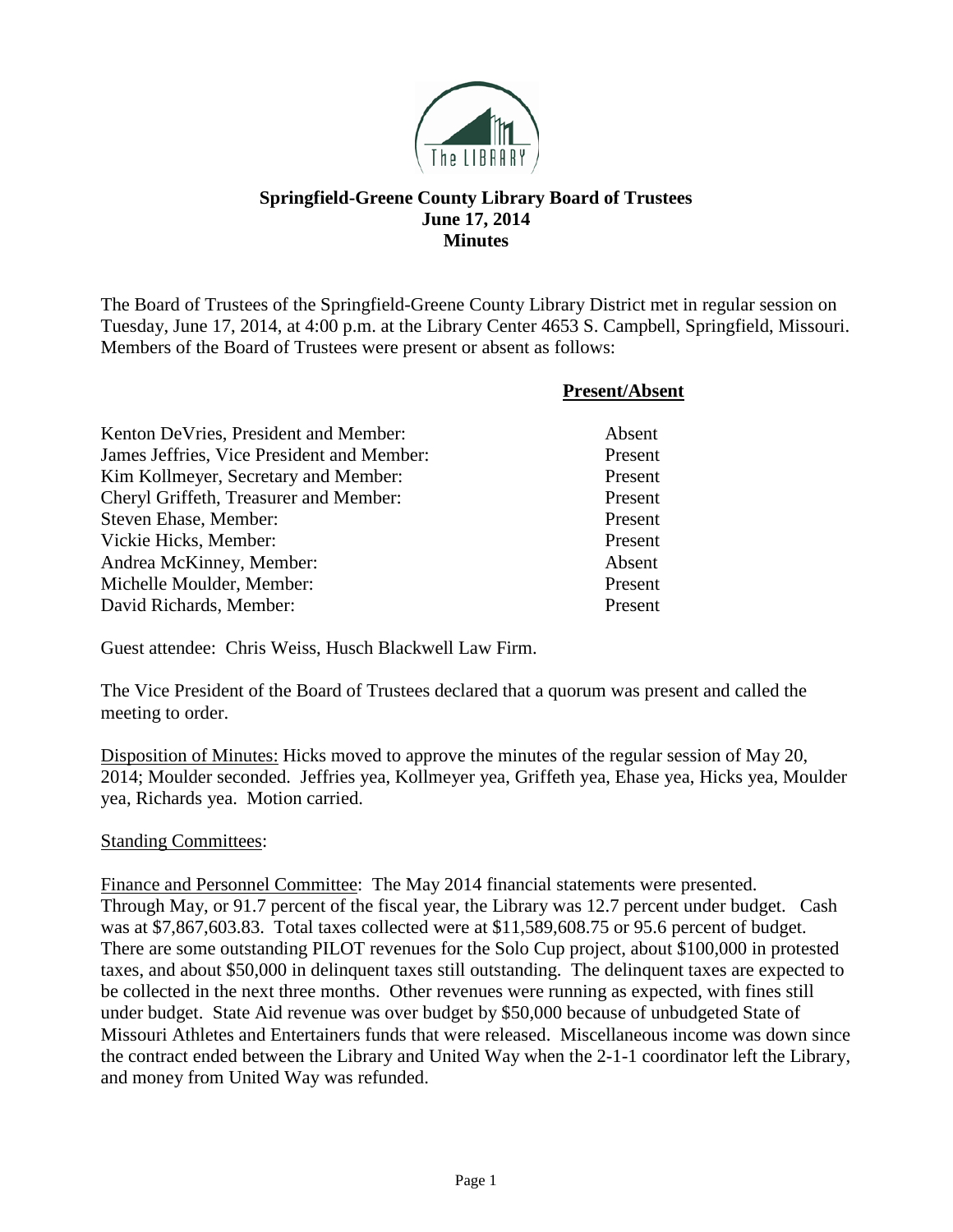# Springfield-Greene County Library Board of Trustees
## June 17, 2014
## Minutes

The Board of Trustees of the Springfield-Greene County Library District met in regular session on Tuesday, June 17, 2014, at 4:00 p.m. at the Library Center 4653 S. Campbell, Springfield, Missouri. Members of the Board of Trustees were present or absent as follows:

| | **Present/Absent** |
|---|---|
| Kenton DeVries, President and Member: | Absent |
| James Jeffries, Vice President and Member: | Present |
| Kim Kollmeyer, Secretary and Member: | Present |
| Cheryl Griffeth, Treasurer and Member: | Present |
| Steven Ehase, Member: | Present |
| Vickie Hicks, Member: | Present |
| Andrea McKinney, Member: | Absent |
| Michelle Moulder, Member: | Present |
| David Richards, Member: | Present |

Guest attendee: Chris Weiss, Husch Blackwell Law Firm.

The Vice President of the Board of Trustees declared that a quorum was present and called the meeting to order.

Disposition of Minutes: Hicks moved to approve the minutes of the regular session of May 20, 2014; Moulder seconded. Jeffries yea, Kollmeyer yea, Griffeth yea, Ehase yea, Hicks yea, Moulder yea, Richards yea. Motion carried.

Standing Committees:

Finance and Personnel Committee: The May 2014 financial statements were presented. Through May, or 91.7 percent of the fiscal year, the Library was 12.7 percent under budget. Cash was at $7,867,603.83. Total taxes collected were at $11,589,608.75 or 95.6 percent of budget. There are some outstanding PILOT revenues for the Solo Cup project, about $100,000 in protested taxes, and about $50,000 in delinquent taxes still outstanding. The delinquent taxes are expected to be collected in the next three months. Other revenues were running as expected, with fines still under budget. State Aid revenue was over budget by $50,000 because of unbudgeted State of Missouri Athletes and Entertainers funds that were released. Miscellaneous income was down since the contract ended between the Library and United Way when the 2-1-1 coordinator left the Library, and money from United Way was refunded.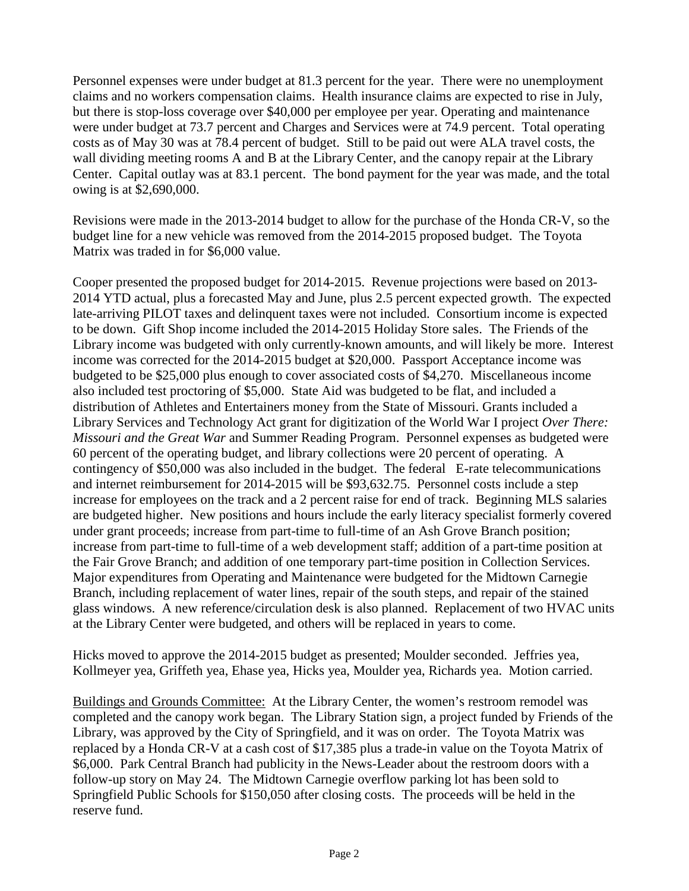Personnel expenses were under budget at 81.3 percent for the year. There were no unemployment claims and no workers compensation claims. Health insurance claims are expected to rise in July, but there is stop-loss coverage over $40,000 per employee per year. Operating and maintenance were under budget at 73.7 percent and Charges and Services were at 74.9 percent. Total operating costs as of May 30 was at 78.4 percent of budget. Still to be paid out were ALA travel costs, the wall dividing meeting rooms A and B at the Library Center, and the canopy repair at the Library Center. Capital outlay was at 83.1 percent. The bond payment for the year was made, and the total owing is at $2,690,000.

Revisions were made in the 2013-2014 budget to allow for the purchase of the Honda CR-V, so the budget line for a new vehicle was removed from the 2014-2015 proposed budget. The Toyota Matrix was traded in for $6,000 value.

Cooper presented the proposed budget for 2014-2015. Revenue projections were based on 2013-2014 YTD actual, plus a forecasted May and June, plus 2.5 percent expected growth. The expected late-arriving PILOT taxes and delinquent taxes were not included. Consortium income is expected to be down. Gift Shop income included the 2014-2015 Holiday Store sales. The Friends of the Library income was budgeted with only currently-known amounts, and will likely be more. Interest income was corrected for the 2014-2015 budget at $20,000. Passport Acceptance income was budgeted to be $25,000 plus enough to cover associated costs of $4,270. Miscellaneous income also included test proctoring of $5,000. State Aid was budgeted to be flat, and included a distribution of Athletes and Entertainers money from the State of Missouri. Grants included a Library Services and Technology Act grant for digitization of the World War I project *Over There: Missouri and the Great War* and Summer Reading Program. Personnel expenses as budgeted were 60 percent of the operating budget, and library collections were 20 percent of operating. A contingency of $50,000 was also included in the budget. The federal E-rate telecommunications and internet reimbursement for 2014-2015 will be $93,632.75. Personnel costs include a step increase for employees on the track and a 2 percent raise for end of track. Beginning MLS salaries are budgeted higher. New positions and hours include the early literacy specialist formerly covered under grant proceeds; increase from part-time to full-time of an Ash Grove Branch position; increase from part-time to full-time of a web development staff; addition of a part-time position at the Fair Grove Branch; and addition of one temporary part-time position in Collection Services. Major expenditures from Operating and Maintenance were budgeted for the Midtown Carnegie Branch, including replacement of water lines, repair of the south steps, and repair of the stained glass windows. A new reference/circulation desk is also planned. Replacement of two HVAC units at the Library Center were budgeted, and others will be replaced in years to come.

Hicks moved to approve the 2014-2015 budget as presented; Moulder seconded. Jeffries yea, Kollmeyer yea, Griffeth yea, Ehase yea, Hicks yea, Moulder yea, Richards yea. Motion carried.

Buildings and Grounds Committee: At the Library Center, the women's restroom remodel was completed and the canopy work began. The Library Station sign, a project funded by Friends of the Library, was approved by the City of Springfield, and it was on order. The Toyota Matrix was replaced by a Honda CR-V at a cash cost of $17,385 plus a trade-in value on the Toyota Matrix of $6,000. Park Central Branch had publicity in the News-Leader about the restroom doors with a follow-up story on May 24. The Midtown Carnegie overflow parking lot has been sold to Springfield Public Schools for $150,050 after closing costs. The proceeds will be held in the reserve fund.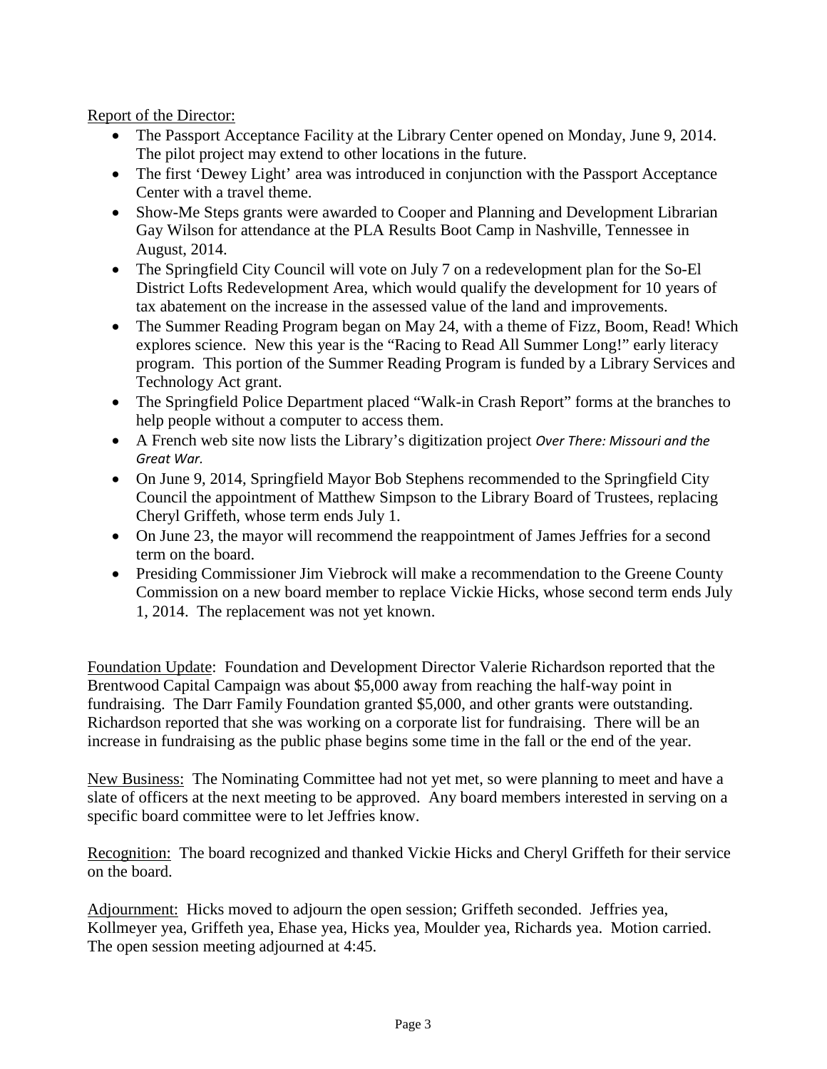Report of the Director:

- The Passport Acceptance Facility at the Library Center opened on Monday, June 9, 2014. The pilot project may extend to other locations in the future.
- The first 'Dewey Light' area was introduced in conjunction with the Passport Acceptance Center with a travel theme.
- Show-Me Steps grants were awarded to Cooper and Planning and Development Librarian Gay Wilson for attendance at the PLA Results Boot Camp in Nashville, Tennessee in August, 2014.
- The Springfield City Council will vote on July 7 on a redevelopment plan for the So-El District Lofts Redevelopment Area, which would qualify the development for 10 years of tax abatement on the increase in the assessed value of the land and improvements.
- The Summer Reading Program began on May 24, with a theme of Fizz, Boom, Read! Which explores science. New this year is the "Racing to Read All Summer Long!" early literacy program. This portion of the Summer Reading Program is funded by a Library Services and Technology Act grant.
- The Springfield Police Department placed "Walk-in Crash Report" forms at the branches to help people without a computer to access them.
- A French web site now lists the Library's digitization project *Over There: Missouri and the Great War.*
- On June 9, 2014, Springfield Mayor Bob Stephens recommended to the Springfield City Council the appointment of Matthew Simpson to the Library Board of Trustees, replacing Cheryl Griffeth, whose term ends July 1.
- On June 23, the mayor will recommend the reappointment of James Jeffries for a second term on the board.
- Presiding Commissioner Jim Viebrock will make a recommendation to the Greene County Commission on a new board member to replace Vickie Hicks, whose second term ends July 1, 2014. The replacement was not yet known.

Foundation Update: Foundation and Development Director Valerie Richardson reported that the Brentwood Capital Campaign was about $5,000 away from reaching the half-way point in fundraising. The Darr Family Foundation granted $5,000, and other grants were outstanding. Richardson reported that she was working on a corporate list for fundraising. There will be an increase in fundraising as the public phase begins some time in the fall or the end of the year.

New Business: The Nominating Committee had not yet met, so were planning to meet and have a slate of officers at the next meeting to be approved. Any board members interested in serving on a specific board committee were to let Jeffries know.

Recognition: The board recognized and thanked Vickie Hicks and Cheryl Griffeth for their service on the board.

Adjournment: Hicks moved to adjourn the open session; Griffeth seconded. Jeffries yea, Kollmeyer yea, Griffeth yea, Ehase yea, Hicks yea, Moulder yea, Richards yea. Motion carried. The open session meeting adjourned at 4:45.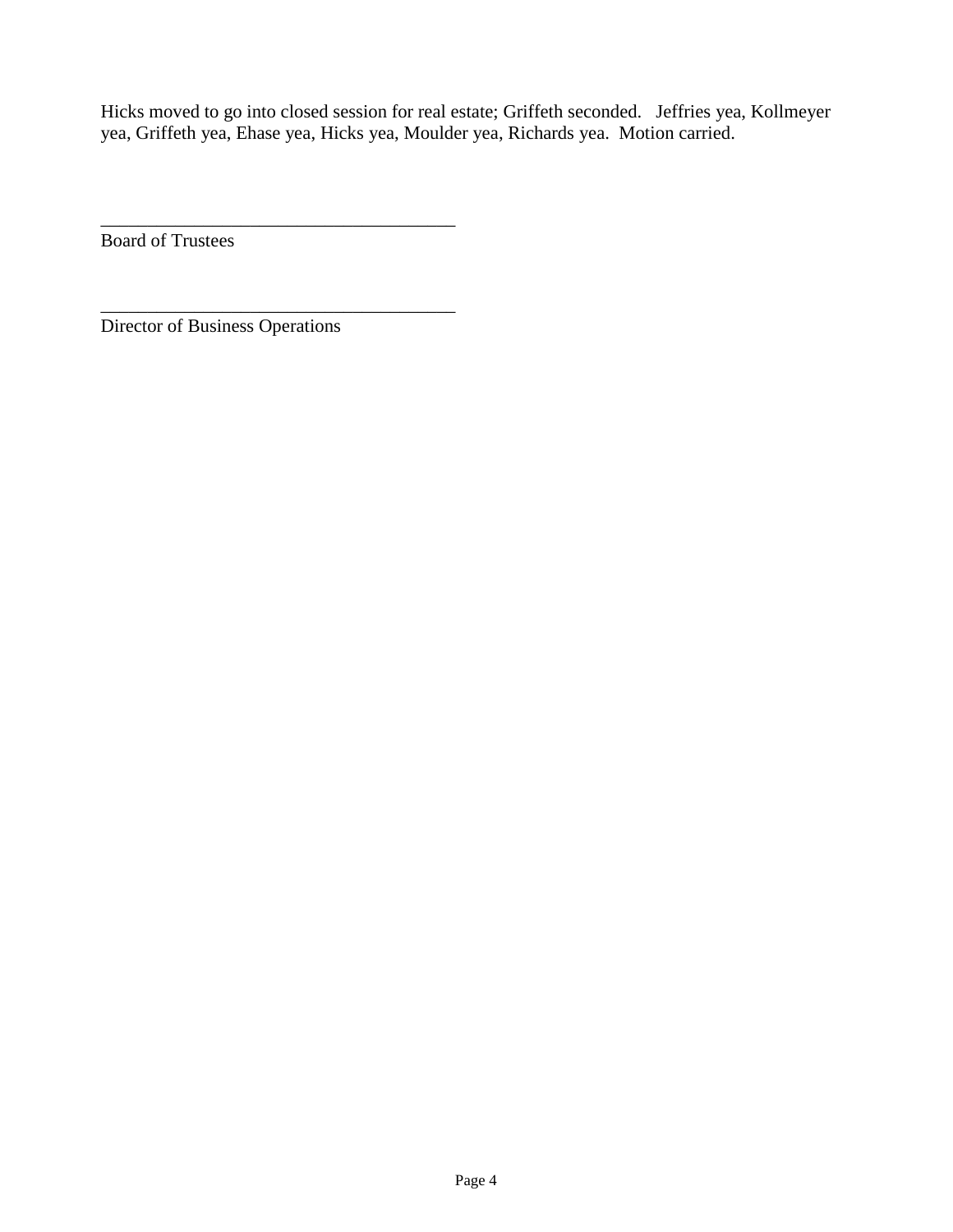Hicks moved to go into closed session for real estate; Griffeth seconded. Jeffries yea, Kollmeyer yea, Griffeth yea, Ehase yea, Hicks yea, Moulder yea, Richards yea. Motion carried.

_______________________________________

Board of Trustees

_______________________________________

Director of Business Operations